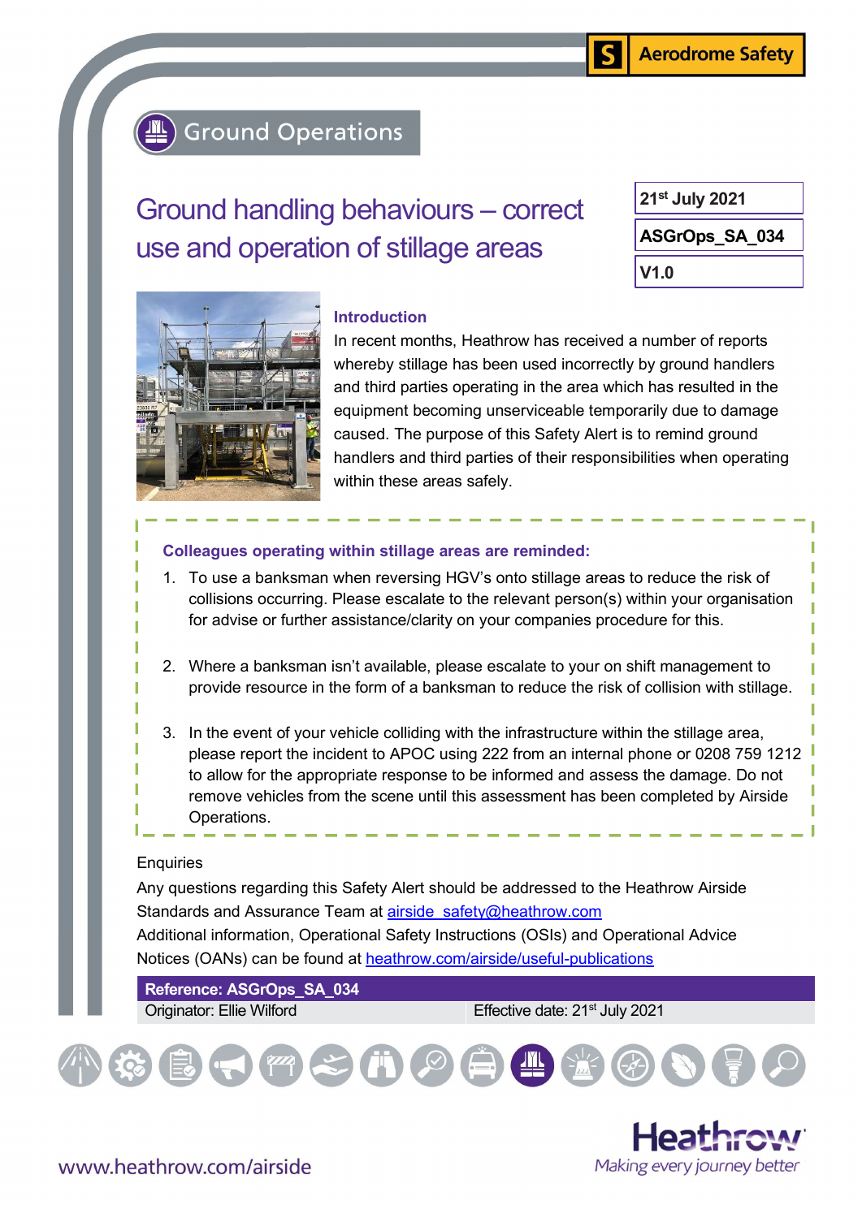Aerodrome Safety

Ground Operations

# Ground handling behaviours – correct use and operation of stillage areas

21st July 2021

ASGrOps_SA_034

V1.0

## Introduction

In recent months, Heathrow has received a number of reports whereby stillage has been used incorrectly by ground handlers and third parties operating in the area which has resulted in the equipment becoming unserviceable temporarily due to damage caused. The purpose of this Safety Alert is to remind ground handlers and third parties of their responsibilities when operating within these areas safely.

### Colleagues operating within stillage areas are reminded:

1. To use a banksman when reversing HGV's onto stillage areas to reduce the risk of collisions occurring. Please escalate to the relevant person(s) within your organisation for advise or further assistance/clarity on your companies procedure for this.

2. Where a banksman isn't available, please escalate to your on shift management to provide resource in the form of a banksman to reduce the risk of collision with stillage.

3. In the event of your vehicle colliding with the infrastructure within the stillage area, please report the incident to APOC using 222 from an internal phone or 0208 759 1212 to allow for the appropriate response to be informed and assess the damage. Do not remove vehicles from the scene until this assessment has been completed by Airside Operations.

Enquiries

Any questions regarding this Safety Alert should be addressed to the Heathrow Airside Standards and Assurance Team at airside_safety@heathrow.com

Additional information, Operational Safety Instructions (OSIs) and Operational Advice Notices (OANs) can be found at heathrow.com/airside/useful-publications

| Reference: ASGrOps_SA_034 | |
|---|---|
| Originator: Ellie Wilford | Effective date: 21st July 2021 |

www.heathrow.com/airside

Heathrow
Making every journey better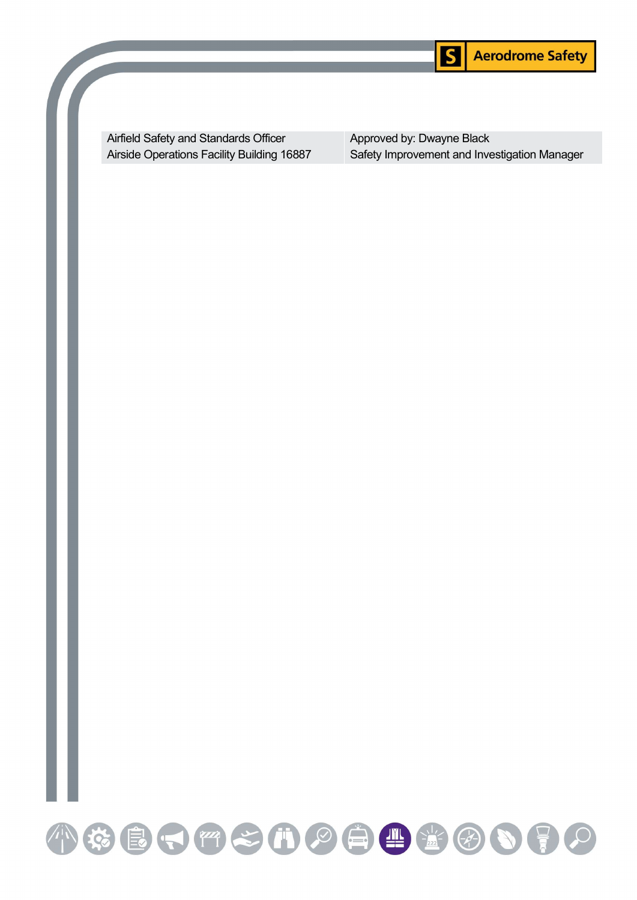| Airfield Safety and Standards Officer<br>Airside Operations Facility Building 16887 | Approved by: Dwayne Black<br>Safety Improvement and Investigation Manager |
| --- | --- |